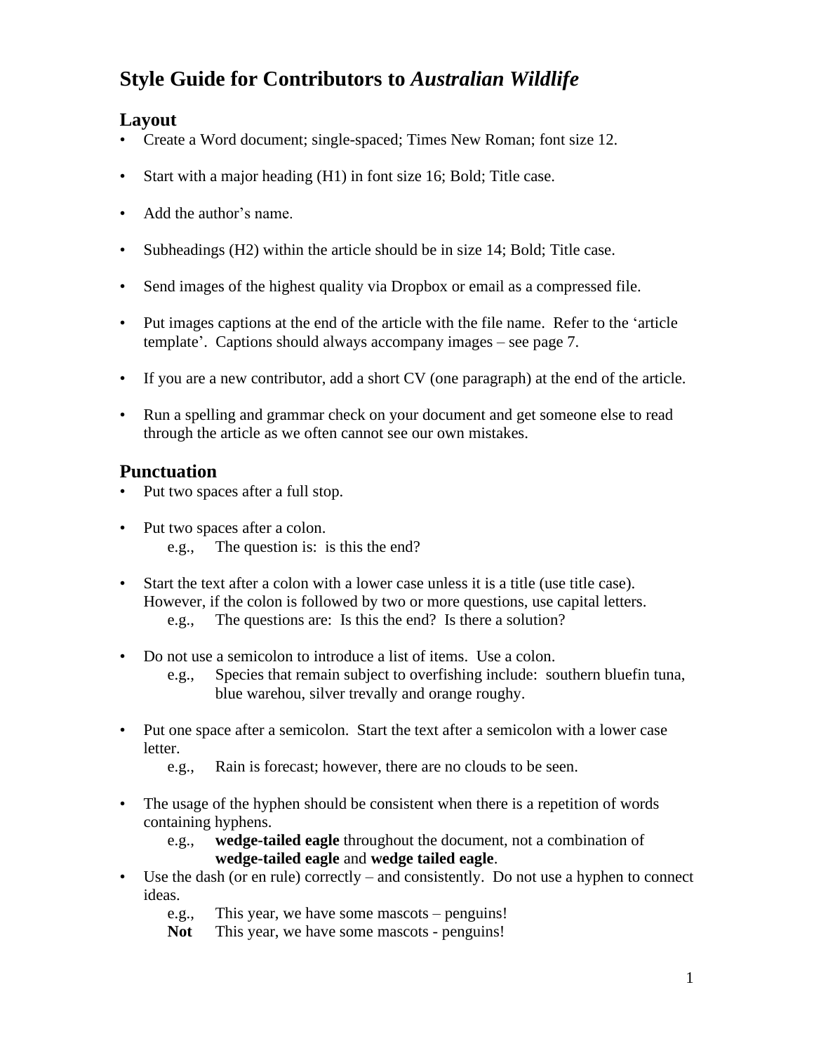# Style Guide for Contributors to *Australian Wildlife*

## Layout

- Create a Word document; single-spaced; Times New Roman; font size 12.
- Start with a major heading (H1) in font size 16; Bold; Title case.
- Add the author's name.
- Subheadings (H2) within the article should be in size 14; Bold; Title case.
- Send images of the highest quality via Dropbox or email as a compressed file.
- Put images captions at the end of the article with the file name.  Refer to the 'article template'.  Captions should always accompany images – see page 7.
- If you are a new contributor, add a short CV (one paragraph) at the end of the article.
- Run a spelling and grammar check on your document and get someone else to read through the article as we often cannot see our own mistakes.

## Punctuation

- Put two spaces after a full stop.
- Put two spaces after a colon.
  e.g.,  The question is:  is this the end?
- Start the text after a colon with a lower case unless it is a title (use title case). However, if the colon is followed by two or more questions, use capital letters.
  e.g.,  The questions are:  Is this the end?  Is there a solution?
- Do not use a semicolon to introduce a list of items.  Use a colon.
  e.g.,  Species that remain subject to overfishing include:  southern bluefin tuna, blue warehou, silver trevally and orange roughy.
- Put one space after a semicolon.  Start the text after a semicolon with a lower case letter.
  e.g.,  Rain is forecast; however, there are no clouds to be seen.
- The usage of the hyphen should be consistent when there is a repetition of words containing hyphens.
  e.g.,  **wedge-tailed eagle** throughout the document, not a combination of **wedge-tailed eagle** and **wedge tailed eagle**.
- Use the dash (or en rule) correctly – and consistently.  Do not use a hyphen to connect ideas.
  e.g.,  This year, we have some mascots – penguins!
  **Not**  This year, we have some mascots - penguins!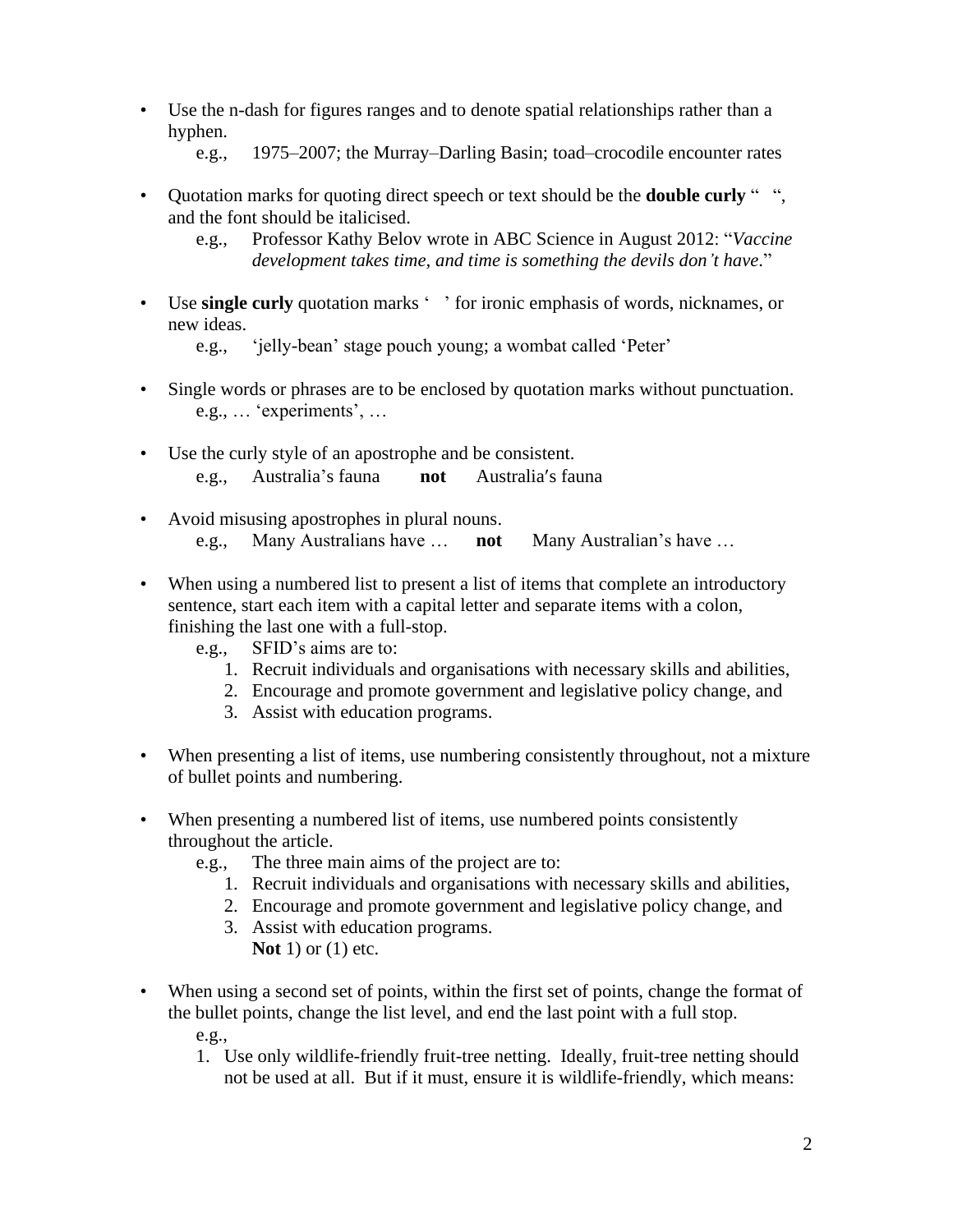- Use the n-dash for figures ranges and to denote spatial relationships rather than a hyphen.
  - e.g., 1975–2007; the Murray–Darling Basin; toad–crocodile encounter rates
- Quotation marks for quoting direct speech or text should be the **double curly** “ ”, and the font should be italicised.
  - e.g., Professor Kathy Belov wrote in ABC Science in August 2012: “*Vaccine development takes time, and time is something the devils don’t have*.”
- Use **single curly** quotation marks ‘ ’ for ironic emphasis of words, nicknames, or new ideas.
  - e.g., ‘jelly-bean’ stage pouch young; a wombat called ‘Peter’
- Single words or phrases are to be enclosed by quotation marks without punctuation.
  - e.g., … ‘experiments’, …
- Use the curly style of an apostrophe and be consistent.
  - e.g., Australia’s fauna **not** Australia′s fauna
- Avoid misusing apostrophes in plural nouns.
  - e.g., Many Australians have … **not** Many Australian’s have …
- When using a numbered list to present a list of items that complete an introductory sentence, start each item with a capital letter and separate items with a colon, finishing the last one with a full-stop.
  - e.g., SFID’s aims are to:
    1. Recruit individuals and organisations with necessary skills and abilities,
    2. Encourage and promote government and legislative policy change, and
    3. Assist with education programs.
- When presenting a list of items, use numbering consistently throughout, not a mixture of bullet points and numbering.
- When presenting a numbered list of items, use numbered points consistently throughout the article.
  - e.g., The three main aims of the project are to:
    1. Recruit individuals and organisations with necessary skills and abilities,
    2. Encourage and promote government and legislative policy change, and
    3. Assist with education programs.

       **Not** 1) or (1) etc.
- When using a second set of points, within the first set of points, change the format of the bullet points, change the list level, and end the last point with a full stop.
  - e.g.,
    1. Use only wildlife-friendly fruit-tree netting. Ideally, fruit-tree netting should not be used at all. But if it must, ensure it is wildlife-friendly, which means: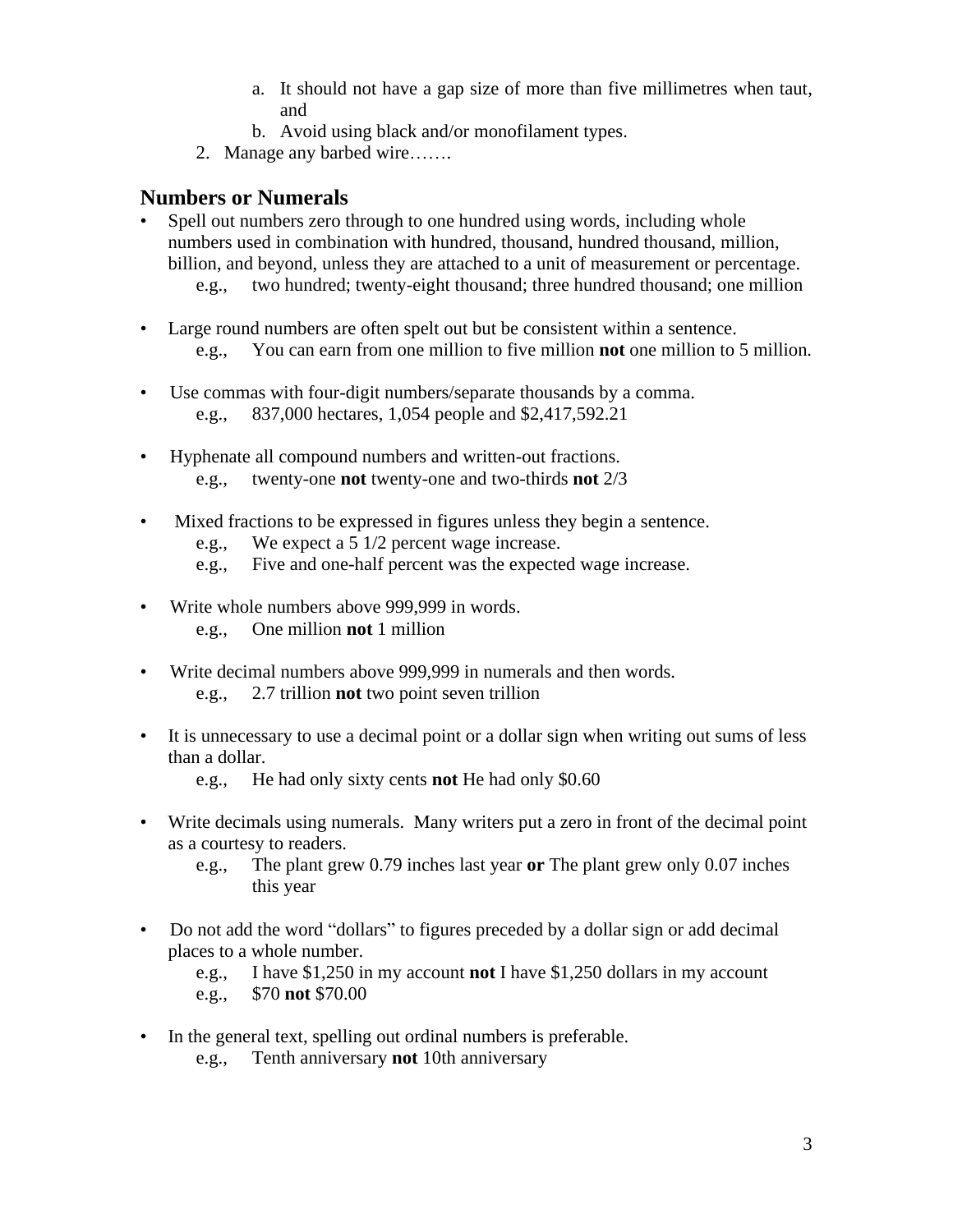a. It should not have a gap size of more than five millimetres when taut, and
   b. Avoid using black and/or monofilament types.
2. Manage any barbed wire…….

## Numbers or Numerals

- Spell out numbers zero through to one hundred using words, including whole numbers used in combination with hundred, thousand, hundred thousand, million, billion, and beyond, unless they are attached to a unit of measurement or percentage.
  - e.g., two hundred; twenty-eight thousand; three hundred thousand; one million

- Large round numbers are often spelt out but be consistent within a sentence.
  - e.g., You can earn from one million to five million **not** one million to 5 million.

- Use commas with four-digit numbers/separate thousands by a comma.
  - e.g., 837,000 hectares, 1,054 people and $2,417,592.21

- Hyphenate all compound numbers and written-out fractions.
  - e.g., twenty-one **not** twenty-one and two-thirds **not** 2/3

- Mixed fractions to be expressed in figures unless they begin a sentence.
  - e.g., We expect a 5 1/2 percent wage increase.
  - e.g., Five and one-half percent was the expected wage increase.

- Write whole numbers above 999,999 in words.
  - e.g., One million **not** 1 million

- Write decimal numbers above 999,999 in numerals and then words.
  - e.g., 2.7 trillion **not** two point seven trillion

- It is unnecessary to use a decimal point or a dollar sign when writing out sums of less than a dollar.
  - e.g., He had only sixty cents **not** He had only $0.60

- Write decimals using numerals. Many writers put a zero in front of the decimal point as a courtesy to readers.
  - e.g., The plant grew 0.79 inches last year **or** The plant grew only 0.07 inches this year

- Do not add the word "dollars" to figures preceded by a dollar sign or add decimal places to a whole number.
  - e.g., I have $1,250 in my account **not** I have $1,250 dollars in my account
  - e.g., $70 **not** $70.00

- In the general text, spelling out ordinal numbers is preferable.
  - e.g., Tenth anniversary **not** 10th anniversary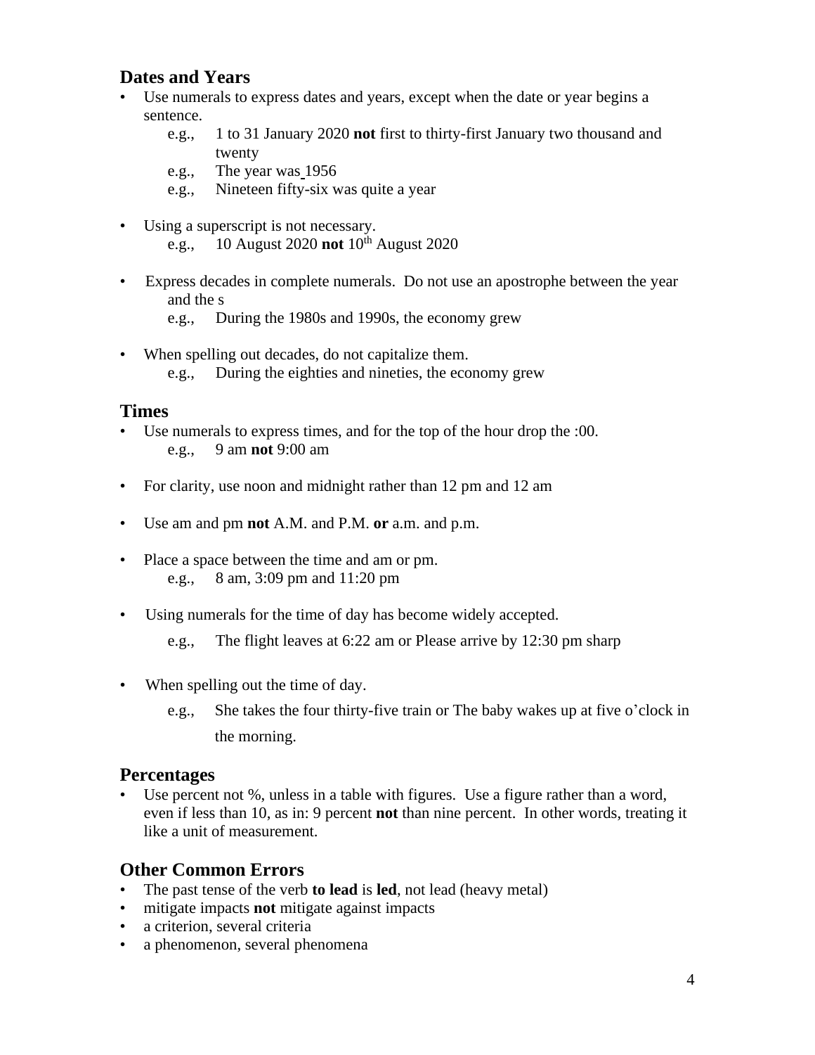## Dates and Years

- Use numerals to express dates and years, except when the date or year begins a sentence.
  - e.g., 1 to 31 January 2020 **not** first to thirty-first January two thousand and twenty
  - e.g., The year was 1956
  - e.g., Nineteen fifty-six was quite a year

- Using a superscript is not necessary.
  - e.g., 10 August 2020 **not** $10^{th}$ August 2020

- Express decades in complete numerals. Do not use an apostrophe between the year and the s
  - e.g., During the 1980s and 1990s, the economy grew

- When spelling out decades, do not capitalize them.
  - e.g., During the eighties and nineties, the economy grew

## Times

- Use numerals to express times, and for the top of the hour drop the :00.
  - e.g., 9 am **not** 9:00 am

- For clarity, use noon and midnight rather than 12 pm and 12 am

- Use am and pm **not** A.M. and P.M. **or** a.m. and p.m.

- Place a space between the time and am or pm.
  - e.g., 8 am, 3:09 pm and 11:20 pm

- Using numerals for the time of day has become widely accepted.
  - e.g., The flight leaves at 6:22 am or Please arrive by 12:30 pm sharp

- When spelling out the time of day.
  - e.g., She takes the four thirty-five train or The baby wakes up at five o'clock in the morning.

## Percentages

- Use percent not %, unless in a table with figures. Use a figure rather than a word, even if less than 10, as in: 9 percent **not** than nine percent. In other words, treating it like a unit of measurement.

## Other Common Errors

- The past tense of the verb **to lead** is **led**, not lead (heavy metal)
- mitigate impacts **not** mitigate against impacts
- a criterion, several criteria
- a phenomenon, several phenomena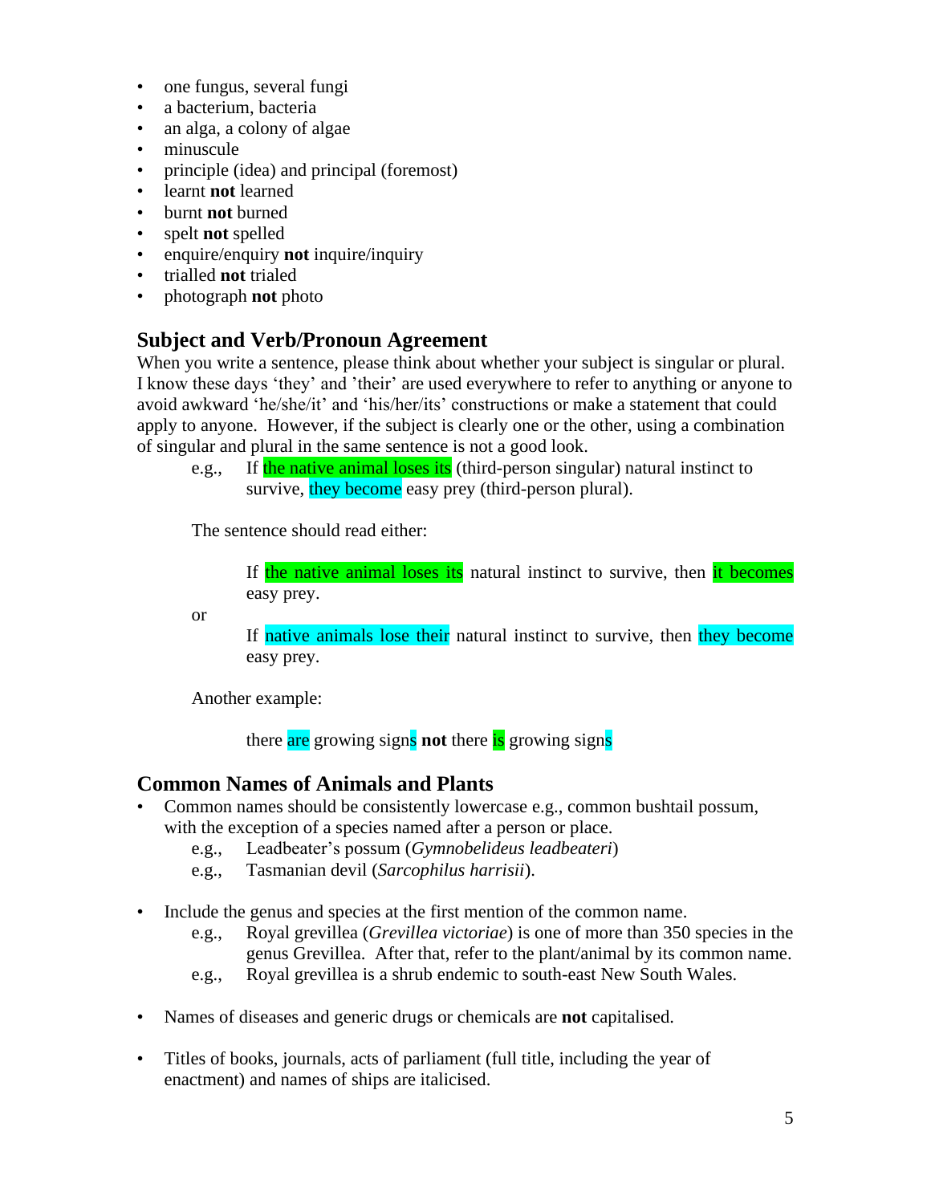- one fungus, several fungi
- a bacterium, bacteria
- an alga, a colony of algae
- minuscule
- principle (idea) and principal (foremost)
- learnt **not** learned
- burnt **not** burned
- spelt **not** spelled
- enquire/enquiry **not** inquire/inquiry
- trialled **not** trialed
- photograph **not** photo

## Subject and Verb/Pronoun Agreement

When you write a sentence, please think about whether your subject is singular or plural. I know these days 'they' and 'their' are used everywhere to refer to anything or anyone to avoid awkward 'he/she/it' and 'his/her/its' constructions or make a statement that could apply to anyone. However, if the subject is clearly one or the other, using a combination of singular and plural in the same sentence is not a good look.

e.g., If the native animal loses its (third-person singular) natural instinct to survive, they become easy prey (third-person plural).

The sentence should read either:

> If the native animal loses its natural instinct to survive, then it becomes easy prey.

or

> If native animals lose their natural instinct to survive, then they become easy prey.

Another example:

> there are growing signs **not** there is growing signs

## Common Names of Animals and Plants

- Common names should be consistently lowercase e.g., common bushtail possum, with the exception of a species named after a person or place.
  - e.g., Leadbeater's possum (*Gymnobelideus leadbeateri*)
  - e.g., Tasmanian devil (*Sarcophilus harrisii*).

- Include the genus and species at the first mention of the common name.
  - e.g., Royal grevillea (*Grevillea victoriae*) is one of more than 350 species in the genus Grevillea. After that, refer to the plant/animal by its common name.
  - e.g., Royal grevillea is a shrub endemic to south-east New South Wales.

- Names of diseases and generic drugs or chemicals are **not** capitalised.

- Titles of books, journals, acts of parliament (full title, including the year of enactment) and names of ships are italicised.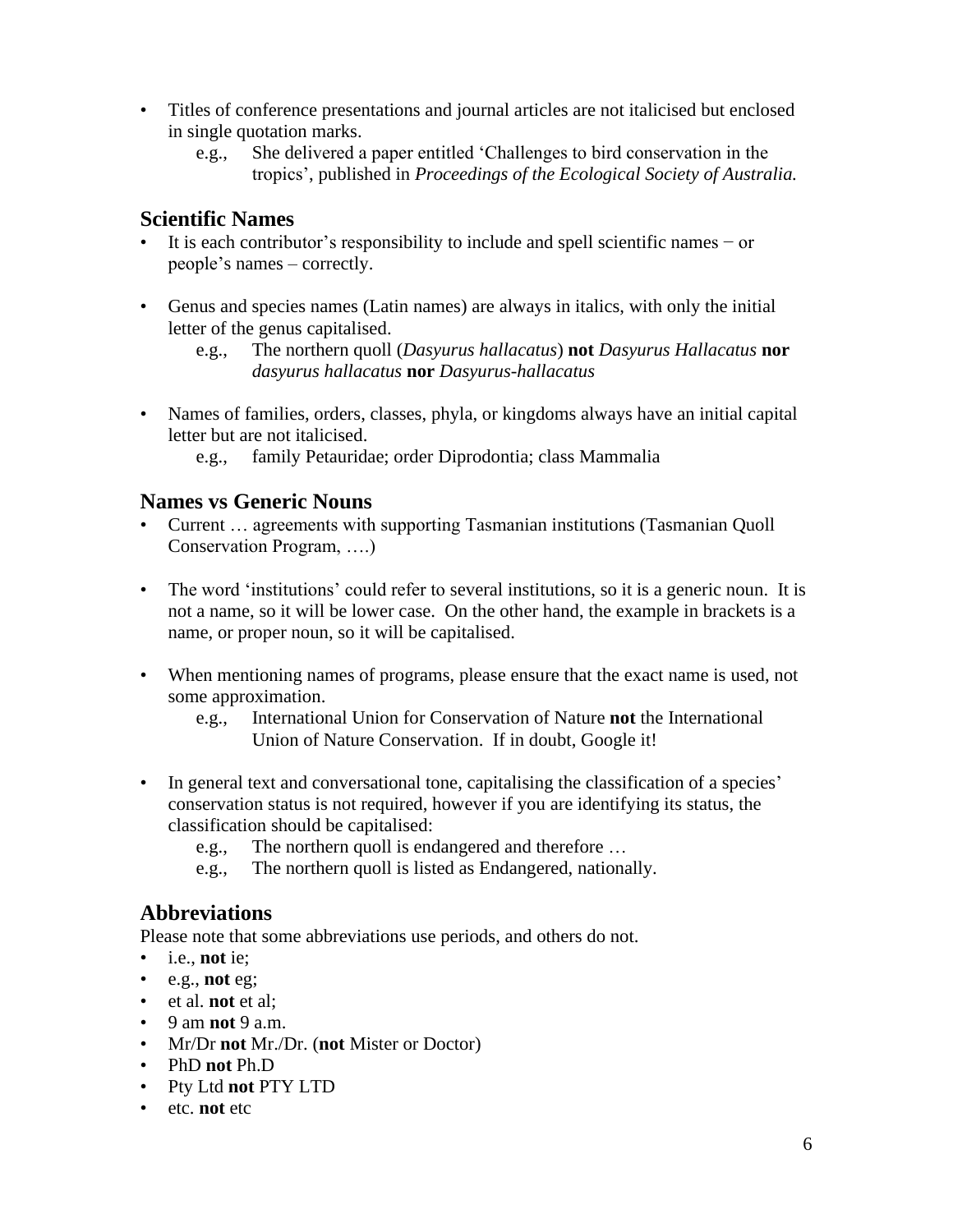- Titles of conference presentations and journal articles are not italicised but enclosed in single quotation marks.
  - e.g., She delivered a paper entitled 'Challenges to bird conservation in the tropics', published in *Proceedings of the Ecological Society of Australia.*

## Scientific Names

- It is each contributor's responsibility to include and spell scientific names − or people's names – correctly.

- Genus and species names (Latin names) are always in italics, with only the initial letter of the genus capitalised.
  - e.g., The northern quoll (*Dasyurus hallacatus*) **not** *Dasyurus Hallacatus* **nor** *dasyurus hallacatus* **nor** *Dasyurus-hallacatus*

- Names of families, orders, classes, phyla, or kingdoms always have an initial capital letter but are not italicised.
  - e.g., family Petauridae; order Diprodontia; class Mammalia

## Names vs Generic Nouns

- Current … agreements with supporting Tasmanian institutions (Tasmanian Quoll Conservation Program, ….)

- The word 'institutions' could refer to several institutions, so it is a generic noun. It is not a name, so it will be lower case. On the other hand, the example in brackets is a name, or proper noun, so it will be capitalised.

- When mentioning names of programs, please ensure that the exact name is used, not some approximation.
  - e.g., International Union for Conservation of Nature **not** the International Union of Nature Conservation. If in doubt, Google it!

- In general text and conversational tone, capitalising the classification of a species' conservation status is not required, however if you are identifying its status, the classification should be capitalised:
  - e.g., The northern quoll is endangered and therefore …
  - e.g., The northern quoll is listed as Endangered, nationally.

## Abbreviations

Please note that some abbreviations use periods, and others do not.

- i.e., **not** ie;
- e.g., **not** eg;
- et al. **not** et al;
- 9 am **not** 9 a.m.
- Mr/Dr **not** Mr./Dr. (**not** Mister or Doctor)
- PhD **not** Ph.D
- Pty Ltd **not** PTY LTD
- etc. **not** etc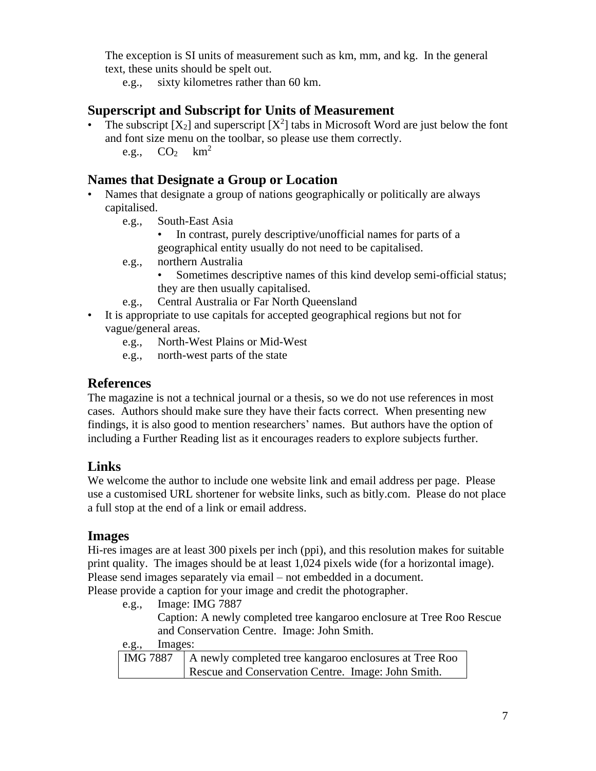The exception is SI units of measurement such as km, mm, and kg. In the general text, these units should be spelt out.

e.g., sixty kilometres rather than 60 km.

## Superscript and Subscript for Units of Measurement

- The subscript [$X_2$] and superscript [$X^2$] tabs in Microsoft Word are just below the font and font size menu on the toolbar, so please use them correctly.

  e.g., $CO_2$ $km^2$

## Names that Designate a Group or Location

- Names that designate a group of nations geographically or politically are always capitalised.
  - e.g., South-East Asia
    - In contrast, purely descriptive/unofficial names for parts of a geographical entity usually do not need to be capitalised.
  - e.g., northern Australia
    - Sometimes descriptive names of this kind develop semi-official status; they are then usually capitalised.
  - e.g., Central Australia or Far North Queensland
- It is appropriate to use capitals for accepted geographical regions but not for vague/general areas.
  - e.g., North-West Plains or Mid-West
  - e.g., north-west parts of the state

## References

The magazine is not a technical journal or a thesis, so we do not use references in most cases. Authors should make sure they have their facts correct. When presenting new findings, it is also good to mention researchers' names. But authors have the option of including a Further Reading list as it encourages readers to explore subjects further.

## Links

We welcome the author to include one website link and email address per page. Please use a customised URL shortener for website links, such as bitly.com. Please do not place a full stop at the end of a link or email address.

## Images

Hi-res images are at least 300 pixels per inch (ppi), and this resolution makes for suitable print quality. The images should be at least 1,024 pixels wide (for a horizontal image). Please send images separately via email – not embedded in a document.
Please provide a caption for your image and credit the photographer.

e.g., Image: IMG 7887
Caption: A newly completed tree kangaroo enclosure at Tree Roo Rescue and Conservation Centre. Image: John Smith.

e.g., Images:

| | |
|---|---|
| IMG 7887 | A newly completed tree kangaroo enclosures at Tree Roo Rescue and Conservation Centre. Image: John Smith. |